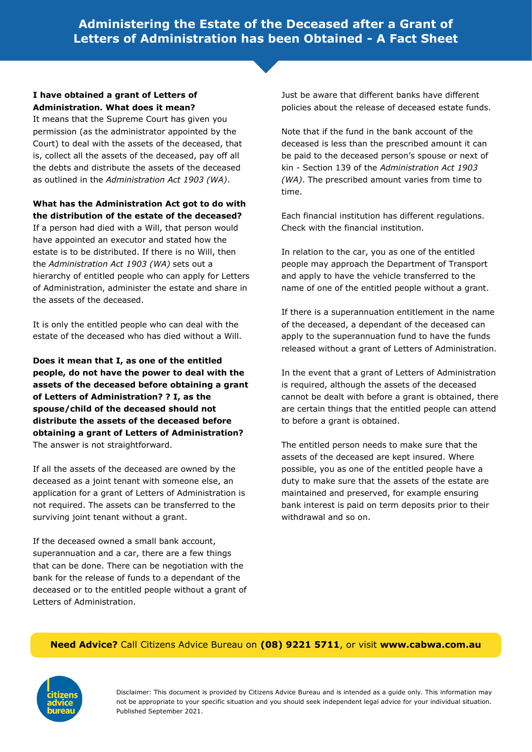# Administering the Estate of the Deceased after a Grant of Letters of Administration has been Obtained - A Fact Sheet

**I have obtained a grant of Letters of Administration. What does it mean?**
It means that the Supreme Court has given you permission (as the administrator appointed by the Court) to deal with the assets of the deceased, that is, collect all the assets of the deceased, pay off all the debts and distribute the assets of the deceased as outlined in the *Administration Act 1903 (WA)*.

**What has the Administration Act got to do with the distribution of the estate of the deceased?**
If a person had died with a Will, that person would have appointed an executor and stated how the estate is to be distributed. If there is no Will, then the *Administration Act 1903 (WA)* sets out a hierarchy of entitled people who can apply for Letters of Administration, administer the estate and share in the assets of the deceased.

It is only the entitled people who can deal with the estate of the deceased who has died without a Will.

**Does it mean that I, as one of the entitled people, do not have the power to deal with the assets of the deceased before obtaining a grant of Letters of Administration? ? I, as the spouse/child of the deceased should not distribute the assets of the deceased before obtaining a grant of Letters of Administration?**
The answer is not straightforward.

If all the assets of the deceased are owned by the deceased as a joint tenant with someone else, an application for a grant of Letters of Administration is not required. The assets can be transferred to the surviving joint tenant without a grant.

If the deceased owned a small bank account, superannuation and a car, there are a few things that can be done. There can be negotiation with the bank for the release of funds to a dependant of the deceased or to the entitled people without a grant of Letters of Administration.

Just be aware that different banks have different policies about the release of deceased estate funds.

Note that if the fund in the bank account of the deceased is less than the prescribed amount it can be paid to the deceased person's spouse or next of kin - Section 139 of the *Administration Act 1903 (WA)*. The prescribed amount varies from time to time.

Each financial institution has different regulations. Check with the financial institution.

In relation to the car, you as one of the entitled people may approach the Department of Transport and apply to have the vehicle transferred to the name of one of the entitled people without a grant.

If there is a superannuation entitlement in the name of the deceased, a dependant of the deceased can apply to the superannuation fund to have the funds released without a grant of Letters of Administration.

In the event that a grant of Letters of Administration is required, although the assets of the deceased cannot be dealt with before a grant is obtained, there are certain things that the entitled people can attend to before a grant is obtained.

The entitled person needs to make sure that the assets of the deceased are kept insured. Where possible, you as one of the entitled people have a duty to make sure that the assets of the estate are maintained and preserved, for example ensuring bank interest is paid on term deposits prior to their withdrawal and so on.

**Need Advice?** Call Citizens Advice Bureau on **(08) 9221 5711**, or visit **www.cabwa.com.au**

Disclaimer: This document is provided by Citizens Advice Bureau and is intended as a guide only. This information may not be appropriate to your specific situation and you should seek independent legal advice for your individual situation. Published September 2021.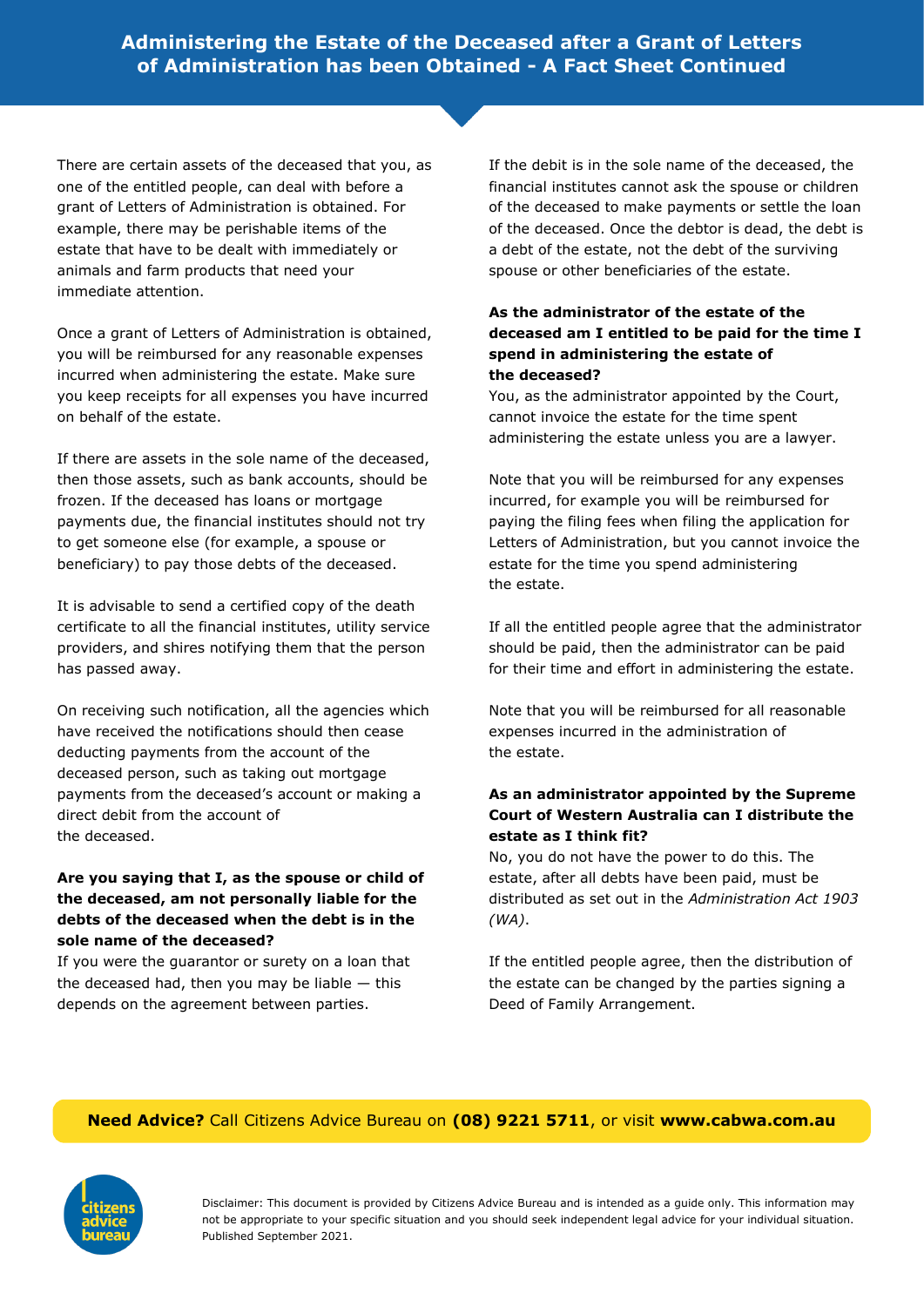# Administering the Estate of the Deceased after a Grant of Letters of Administration has been Obtained - A Fact Sheet Continued

There are certain assets of the deceased that you, as one of the entitled people, can deal with before a grant of Letters of Administration is obtained. For example, there may be perishable items of the estate that have to be dealt with immediately or animals and farm products that need your immediate attention.

Once a grant of Letters of Administration is obtained, you will be reimbursed for any reasonable expenses incurred when administering the estate. Make sure you keep receipts for all expenses you have incurred on behalf of the estate.

If there are assets in the sole name of the deceased, then those assets, such as bank accounts, should be frozen. If the deceased has loans or mortgage payments due, the financial institutes should not try to get someone else (for example, a spouse or beneficiary) to pay those debts of the deceased.

It is advisable to send a certified copy of the death certificate to all the financial institutes, utility service providers, and shires notifying them that the person has passed away.

On receiving such notification, all the agencies which have received the notifications should then cease deducting payments from the account of the deceased person, such as taking out mortgage payments from the deceased's account or making a direct debit from the account of the deceased.

**Are you saying that I, as the spouse or child of the deceased, am not personally liable for the debts of the deceased when the debt is in the sole name of the deceased?**

If you were the guarantor or surety on a loan that the deceased had, then you may be liable — this depends on the agreement between parties.

If the debit is in the sole name of the deceased, the financial institutes cannot ask the spouse or children of the deceased to make payments or settle the loan of the deceased. Once the debtor is dead, the debt is a debt of the estate, not the debt of the surviving spouse or other beneficiaries of the estate.

**As the administrator of the estate of the deceased am I entitled to be paid for the time I spend in administering the estate of the deceased?**

You, as the administrator appointed by the Court, cannot invoice the estate for the time spent administering the estate unless you are a lawyer.

Note that you will be reimbursed for any expenses incurred, for example you will be reimbursed for paying the filing fees when filing the application for Letters of Administration, but you cannot invoice the estate for the time you spend administering the estate.

If all the entitled people agree that the administrator should be paid, then the administrator can be paid for their time and effort in administering the estate.

Note that you will be reimbursed for all reasonable expenses incurred in the administration of the estate.

**As an administrator appointed by the Supreme Court of Western Australia can I distribute the estate as I think fit?**

No, you do not have the power to do this. The estate, after all debts have been paid, must be distributed as set out in the *Administration Act 1903 (WA)*.

If the entitled people agree, then the distribution of the estate can be changed by the parties signing a Deed of Family Arrangement.

**Need Advice?** Call Citizens Advice Bureau on **(08) 9221 5711**, or visit **www.cabwa.com.au**

Disclaimer: This document is provided by Citizens Advice Bureau and is intended as a guide only. This information may not be appropriate to your specific situation and you should seek independent legal advice for your individual situation. Published September 2021.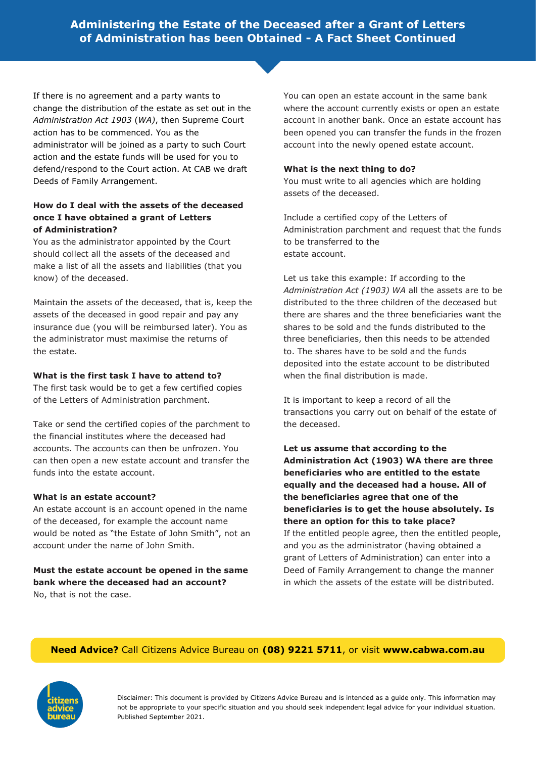# Administering the Estate of the Deceased after a Grant of Letters of Administration has been Obtained - A Fact Sheet Continued

If there is no agreement and a party wants to change the distribution of the estate as set out in the *Administration Act 1903* (*WA*), then Supreme Court action has to be commenced. You as the administrator will be joined as a party to such Court action and the estate funds will be used for you to defend/respond to the Court action. At CAB we draft Deeds of Family Arrangement.

**How do I deal with the assets of the deceased once I have obtained a grant of Letters of Administration?**

You as the administrator appointed by the Court should collect all the assets of the deceased and make a list of all the assets and liabilities (that you know) of the deceased.

Maintain the assets of the deceased, that is, keep the assets of the deceased in good repair and pay any insurance due (you will be reimbursed later). You as the administrator must maximise the returns of the estate.

**What is the first task I have to attend to?**

The first task would be to get a few certified copies of the Letters of Administration parchment.

Take or send the certified copies of the parchment to the financial institutes where the deceased had accounts. The accounts can then be unfrozen. You can then open a new estate account and transfer the funds into the estate account.

**What is an estate account?**

An estate account is an account opened in the name of the deceased, for example the account name would be noted as "the Estate of John Smith", not an account under the name of John Smith.

**Must the estate account be opened in the same bank where the deceased had an account?**

No, that is not the case.

You can open an estate account in the same bank where the account currently exists or open an estate account in another bank. Once an estate account has been opened you can transfer the funds in the frozen account into the newly opened estate account.

**What is the next thing to do?**

You must write to all agencies which are holding assets of the deceased.

Include a certified copy of the Letters of Administration parchment and request that the funds to be transferred to the estate account.

Let us take this example: If according to the *Administration Act (1903) WA* all the assets are to be distributed to the three children of the deceased but there are shares and the three beneficiaries want the shares to be sold and the funds distributed to the three beneficiaries, then this needs to be attended to. The shares have to be sold and the funds deposited into the estate account to be distributed when the final distribution is made.

It is important to keep a record of all the transactions you carry out on behalf of the estate of the deceased.

**Let us assume that according to the Administration Act (1903) WA there are three beneficiaries who are entitled to the estate equally and the deceased had a house. All of the beneficiaries agree that one of the beneficiaries is to get the house absolutely. Is there an option for this to take place?**

If the entitled people agree, then the entitled people, and you as the administrator (having obtained a grant of Letters of Administration) can enter into a Deed of Family Arrangement to change the manner in which the assets of the estate will be distributed.

**Need Advice?** Call Citizens Advice Bureau on **(08) 9221 5711**, or visit **www.cabwa.com.au**

Disclaimer: This document is provided by Citizens Advice Bureau and is intended as a guide only. This information may not be appropriate to your specific situation and you should seek independent legal advice for your individual situation. Published September 2021.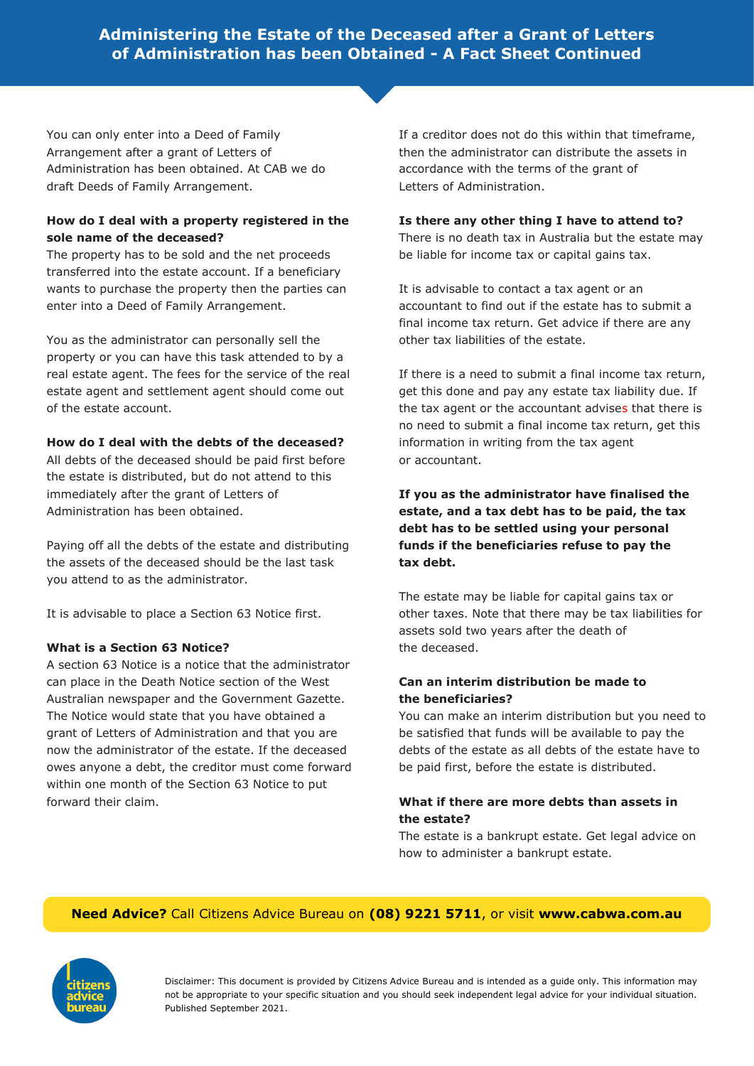# Administering the Estate of the Deceased after a Grant of Letters of Administration has been Obtained - A Fact Sheet Continued

You can only enter into a Deed of Family Arrangement after a grant of Letters of Administration has been obtained. At CAB we do draft Deeds of Family Arrangement.

**How do I deal with a property registered in the sole name of the deceased?**
The property has to be sold and the net proceeds transferred into the estate account. If a beneficiary wants to purchase the property then the parties can enter into a Deed of Family Arrangement.

You as the administrator can personally sell the property or you can have this task attended to by a real estate agent. The fees for the service of the real estate agent and settlement agent should come out of the estate account.

**How do I deal with the debts of the deceased?**
All debts of the deceased should be paid first before the estate is distributed, but do not attend to this immediately after the grant of Letters of Administration has been obtained.

Paying off all the debts of the estate and distributing the assets of the deceased should be the last task you attend to as the administrator.

It is advisable to place a Section 63 Notice first.

**What is a Section 63 Notice?**
A section 63 Notice is a notice that the administrator can place in the Death Notice section of the West Australian newspaper and the Government Gazette. The Notice would state that you have obtained a grant of Letters of Administration and that you are now the administrator of the estate. If the deceased owes anyone a debt, the creditor must come forward within one month of the Section 63 Notice to put forward their claim.

If a creditor does not do this within that timeframe, then the administrator can distribute the assets in accordance with the terms of the grant of Letters of Administration.

**Is there any other thing I have to attend to?**
There is no death tax in Australia but the estate may be liable for income tax or capital gains tax.

It is advisable to contact a tax agent or an accountant to find out if the estate has to submit a final income tax return. Get advice if there are any other tax liabilities of the estate.

If there is a need to submit a final income tax return, get this done and pay any estate tax liability due. If the tax agent or the accountant advises that there is no need to submit a final income tax return, get this information in writing from the tax agent or accountant.

**If you as the administrator have finalised the estate, and a tax debt has to be paid, the tax debt has to be settled using your personal funds if the beneficiaries refuse to pay the tax debt.**

The estate may be liable for capital gains tax or other taxes. Note that there may be tax liabilities for assets sold two years after the death of the deceased.

**Can an interim distribution be made to the beneficiaries?**
You can make an interim distribution but you need to be satisfied that funds will be available to pay the debts of the estate as all debts of the estate have to be paid first, before the estate is distributed.

**What if there are more debts than assets in the estate?**
The estate is a bankrupt estate. Get legal advice on how to administer a bankrupt estate.

**Need Advice?** Call Citizens Advice Bureau on **(08) 9221 5711**, or visit **www.cabwa.com.au**

Disclaimer: This document is provided by Citizens Advice Bureau and is intended as a guide only. This information may not be appropriate to your specific situation and you should seek independent legal advice for your individual situation. Published September 2021.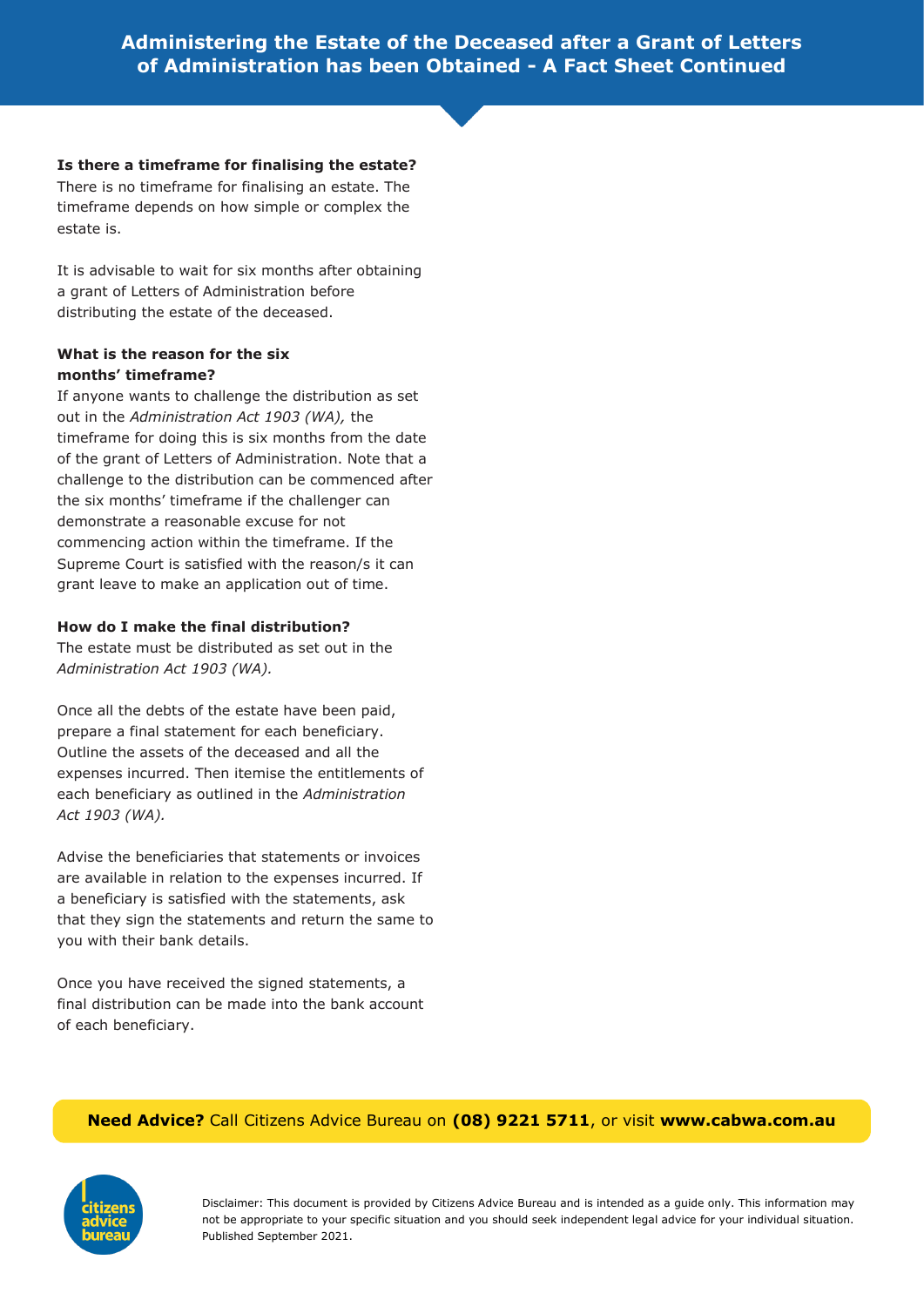# Administering the Estate of the Deceased after a Grant of Letters of Administration has been Obtained - A Fact Sheet Continued

**Is there a timeframe for finalising the estate?**

There is no timeframe for finalising an estate. The timeframe depends on how simple or complex the estate is.

It is advisable to wait for six months after obtaining a grant of Letters of Administration before distributing the estate of the deceased.

**What is the reason for the six months' timeframe?**

If anyone wants to challenge the distribution as set out in the *Administration Act 1903 (WA),* the timeframe for doing this is six months from the date of the grant of Letters of Administration. Note that a challenge to the distribution can be commenced after the six months' timeframe if the challenger can demonstrate a reasonable excuse for not commencing action within the timeframe. If the Supreme Court is satisfied with the reason/s it can grant leave to make an application out of time.

**How do I make the final distribution?**

The estate must be distributed as set out in the *Administration Act 1903 (WA).*

Once all the debts of the estate have been paid, prepare a final statement for each beneficiary. Outline the assets of the deceased and all the expenses incurred. Then itemise the entitlements of each beneficiary as outlined in the *Administration Act 1903 (WA).*

Advise the beneficiaries that statements or invoices are available in relation to the expenses incurred. If a beneficiary is satisfied with the statements, ask that they sign the statements and return the same to you with their bank details.

Once you have received the signed statements, a final distribution can be made into the bank account of each beneficiary.

**Need Advice?** Call Citizens Advice Bureau on **(08) 9221 5711**, or visit **www.cabwa.com.au**

Disclaimer: This document is provided by Citizens Advice Bureau and is intended as a guide only. This information may not be appropriate to your specific situation and you should seek independent legal advice for your individual situation. Published September 2021.